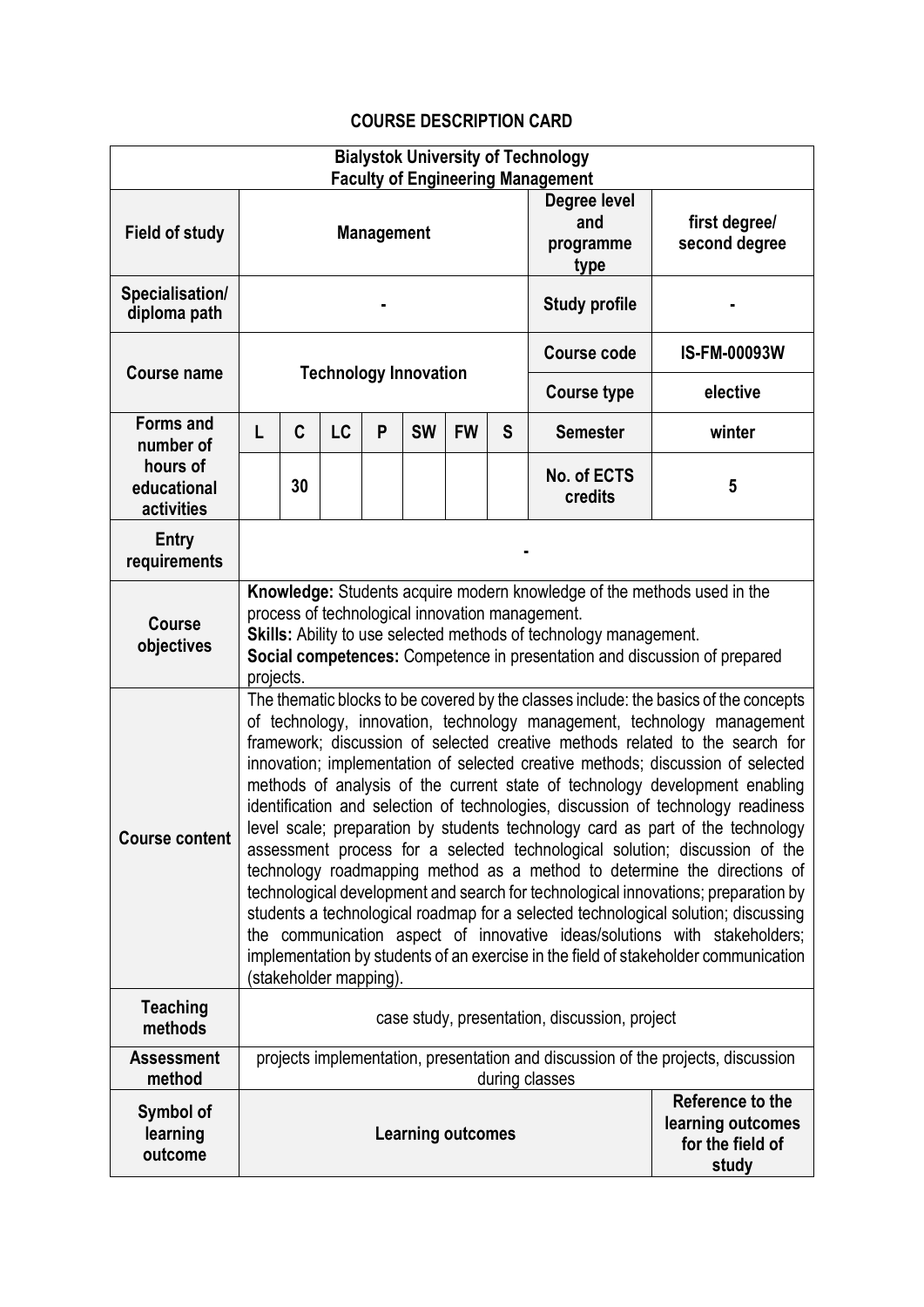# COURSE DESCRIPTION CARD

| Bialystok University of Technology<br>Faculty of Engineering Management | | | | | | | | | |
|---|---|---|---|---|---|---|---|---|---|
| **Field of study** | **Management** | | | | | | | **Degree level and programme type** | **first degree/ second degree** |
| **Specialisation/ diploma path** | - | | | | | | | **Study profile** | - |
| **Course name** | **Technology Innovation** | | | | | | | **Course code** | **IS-FM-00093W** |
| | | | | | | | | **Course type** | **elective** |
| **Forms and number of hours of educational activities** | **L** | **C** | **LC** | **P** | **SW** | **FW** | **S** | **Semester** | **winter** |
| | | 30 | | | | | | **No. of ECTS credits** | **5** |
| **Entry requirements** | - | | | | | | | | |
| **Course objectives** | **Knowledge:** Students acquire modern knowledge of the methods used in the process of technological innovation management.<br>**Skills:** Ability to use selected methods of technology management.<br>**Social competences:** Competence in presentation and discussion of prepared projects. | | | | | | | | |
| **Course content** | The thematic blocks to be covered by the classes include: the basics of the concepts of technology, innovation, technology management, technology management framework; discussion of selected creative methods related to the search for innovation; implementation of selected creative methods; discussion of selected methods of analysis of the current state of technology development enabling identification and selection of technologies, discussion of technology readiness level scale; preparation by students technology card as part of the technology assessment process for a selected technological solution; discussion of the technology roadmapping method as a method to determine the directions of technological development and search for technological innovations; preparation by students a technological roadmap for a selected technological solution; discussing the communication aspect of innovative ideas/solutions with stakeholders; implementation by students of an exercise in the field of stakeholder communication (stakeholder mapping). | | | | | | | | |
| **Teaching methods** | case study, presentation, discussion, project | | | | | | | | |
| **Assessment method** | projects implementation, presentation and discussion of the projects, discussion during classes | | | | | | | | |
| **Symbol of learning outcome** | **Learning outcomes** | | | | | | | | **Reference to the learning outcomes for the field of study** |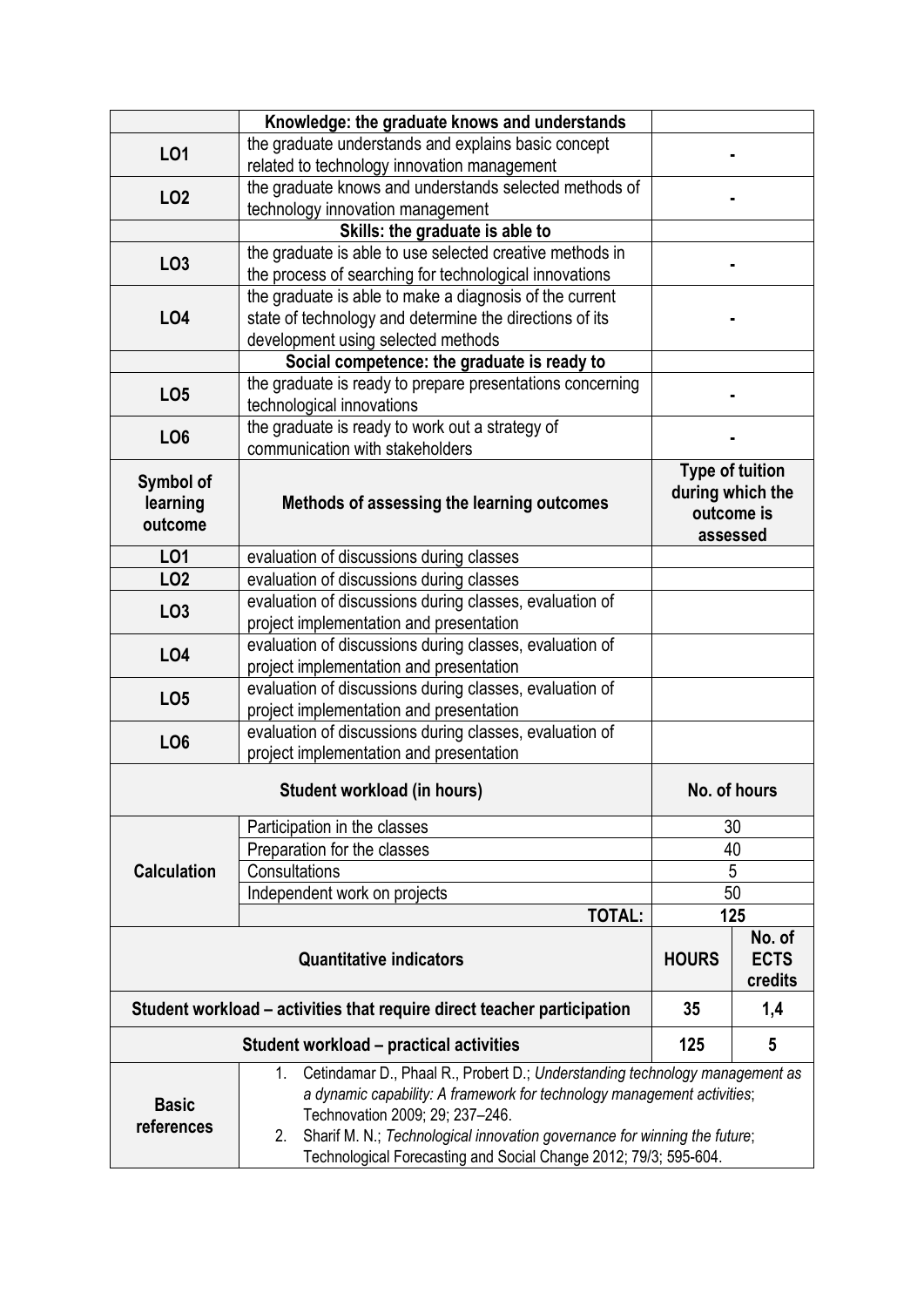| | Knowledge: the graduate knows and understands | | |
|---|---|---|---|
| LO1 | the graduate understands and explains basic concept related to technology innovation management | - | |
| LO2 | the graduate knows and understands selected methods of technology innovation management | - | |
| | Skills: the graduate is able to | | |
| LO3 | the graduate is able to use selected creative methods in the process of searching for technological innovations | - | |
| LO4 | the graduate is able to make a diagnosis of the current state of technology and determine the directions of its development using selected methods | - | |
| | Social competence: the graduate is ready to | | |
| LO5 | the graduate is ready to prepare presentations concerning technological innovations | - | |
| LO6 | the graduate is ready to work out a strategy of communication with stakeholders | - | |
| **Symbol of learning outcome** | **Methods of assessing the learning outcomes** | **Type of tuition during which the outcome is assessed** | |
| LO1 | evaluation of discussions during classes | | |
| LO2 | evaluation of discussions during classes | | |
| LO3 | evaluation of discussions during classes, evaluation of project implementation and presentation | | |
| LO4 | evaluation of discussions during classes, evaluation of project implementation and presentation | | |
| LO5 | evaluation of discussions during classes, evaluation of project implementation and presentation | | |
| LO6 | evaluation of discussions during classes, evaluation of project implementation and presentation | | |
| **Student workload (in hours)** | | **No. of hours** | |
| **Calculation** | Participation in the classes | 30 | |
| | Preparation for the classes | 40 | |
| | Consultations | 5 | |
| | Independent work on projects | 50 | |
| | **TOTAL:** | **125** | |
| **Quantitative indicators** | | **HOURS** | **No. of ECTS credits** |
| **Student workload – activities that require direct teacher participation** | | **35** | **1,4** |
| **Student workload – practical activities** | | **125** | **5** |
| **Basic references** | 1. Cetindamar D., Phaal R., Probert D.; *Understanding technology management as a dynamic capability: A framework for technology management activities*; Technovation 2009; 29; 237–246.<br>2. Sharif M. N.; *Technological innovation governance for winning the future*; Technological Forecasting and Social Change 2012; 79/3; 595-604. | | |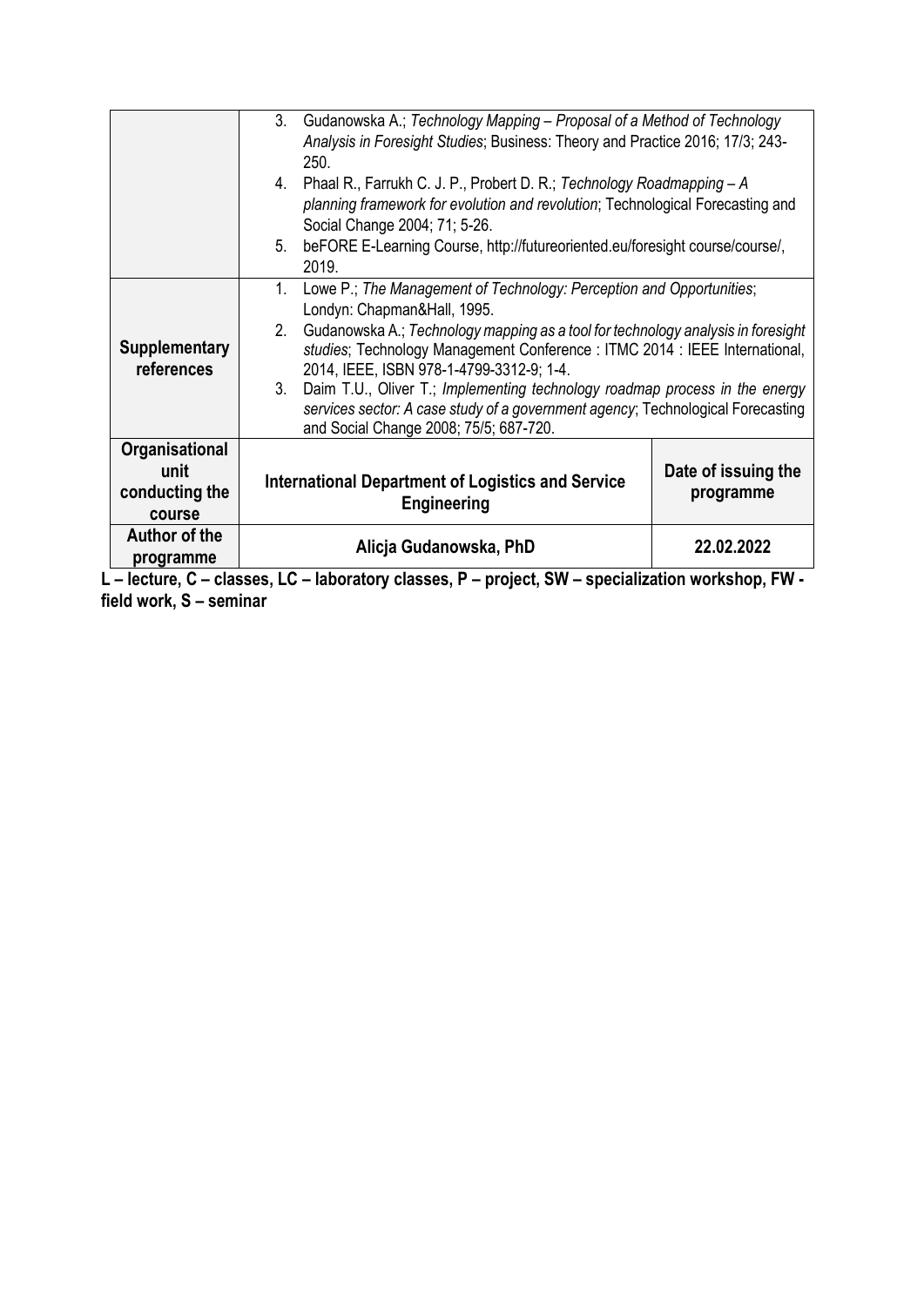| | | |
|---|---|---|
| | 3. Gudanowska A.; *Technology Mapping – Proposal of a Method of Technology Analysis in Foresight Studies*; Business: Theory and Practice 2016; 17/3; 243-250.<br>4. Phaal R., Farrukh C. J. P., Probert D. R.; *Technology Roadmapping – A planning framework for evolution and revolution*; Technological Forecasting and Social Change 2004; 71; 5-26.<br>5. beFORE E-Learning Course, http://futureoriented.eu/foresight course/course/, 2019. | |
| **Supplementary references** | 1. Lowe P.; *The Management of Technology: Perception and Opportunities*; Londyn: Chapman&Hall, 1995.<br>2. Gudanowska A.; *Technology mapping as a tool for technology analysis in foresight studies*; Technology Management Conference : ITMC 2014 : IEEE International, 2014, IEEE, ISBN 978-1-4799-3312-9; 1-4.<br>3. Daim T.U., Oliver T.; *Implementing technology roadmap process in the energy services sector: A case study of a government agency*; Technological Forecasting and Social Change 2008; 75/5; 687-720. | |
| **Organisational unit conducting the course** | **International Department of Logistics and Service Engineering** | **Date of issuing the programme** |
| **Author of the programme** | **Alicja Gudanowska, PhD** | **22.02.2022** |

**L – lecture, C – classes, LC – laboratory classes, P – project, SW – specialization workshop, FW - field work, S – seminar**